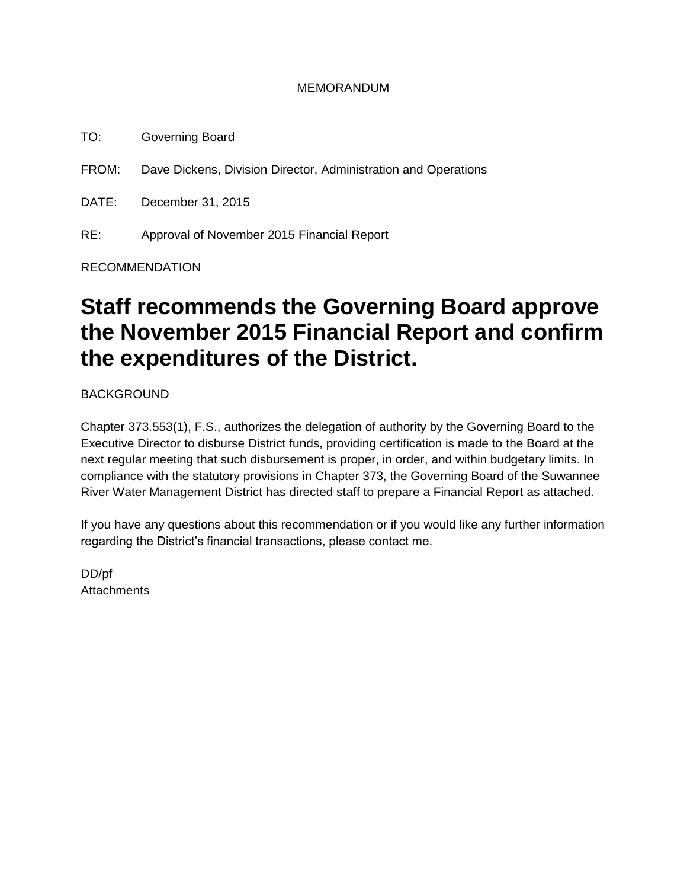MEMORANDUM

TO: Governing Board

FROM: Dave Dickens, Division Director, Administration and Operations

DATE: December 31, 2015

RE: Approval of November 2015 Financial Report

RECOMMENDATION

# Staff recommends the Governing Board approve the November 2015 Financial Report and confirm the expenditures of the District.

BACKGROUND

Chapter 373.553(1), F.S., authorizes the delegation of authority by the Governing Board to the Executive Director to disburse District funds, providing certification is made to the Board at the next regular meeting that such disbursement is proper, in order, and within budgetary limits. In compliance with the statutory provisions in Chapter 373, the Governing Board of the Suwannee River Water Management District has directed staff to prepare a Financial Report as attached.

If you have any questions about this recommendation or if you would like any further information regarding the District's financial transactions, please contact me.

DD/pf
Attachments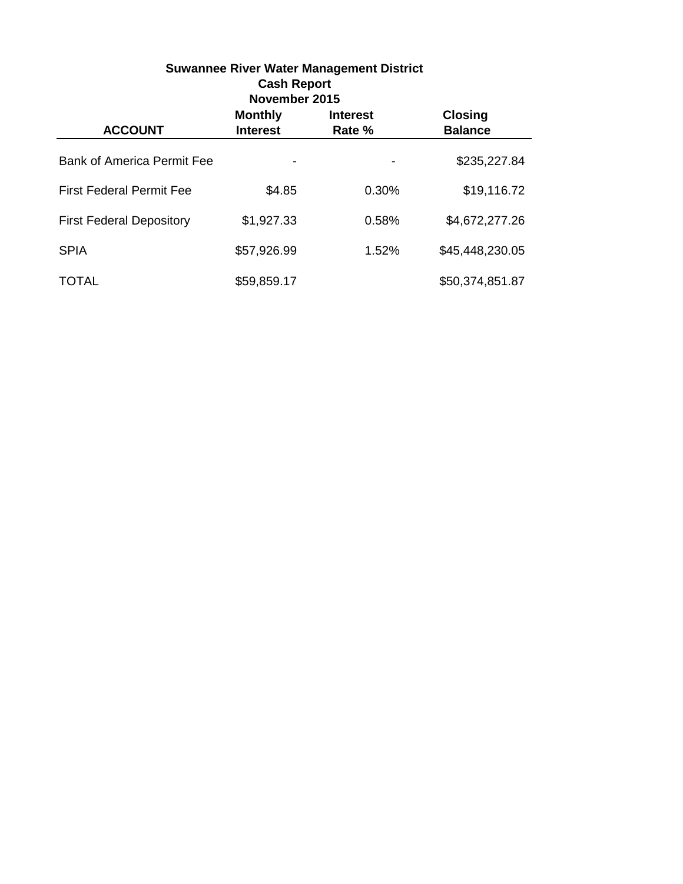**Suwannee River Water Management District**
**Cash Report**
**November 2015**

| ACCOUNT | Monthly Interest | Interest Rate % | Closing Balance |
|---|---|---|---|
| Bank of America Permit Fee | - | - | $235,227.84 |
| First Federal Permit Fee | $4.85 | 0.30% | $19,116.72 |
| First Federal Depository | $1,927.33 | 0.58% | $4,672,277.26 |
| SPIA | $57,926.99 | 1.52% | $45,448,230.05 |
| TOTAL | $59,859.17 | | $50,374,851.87 |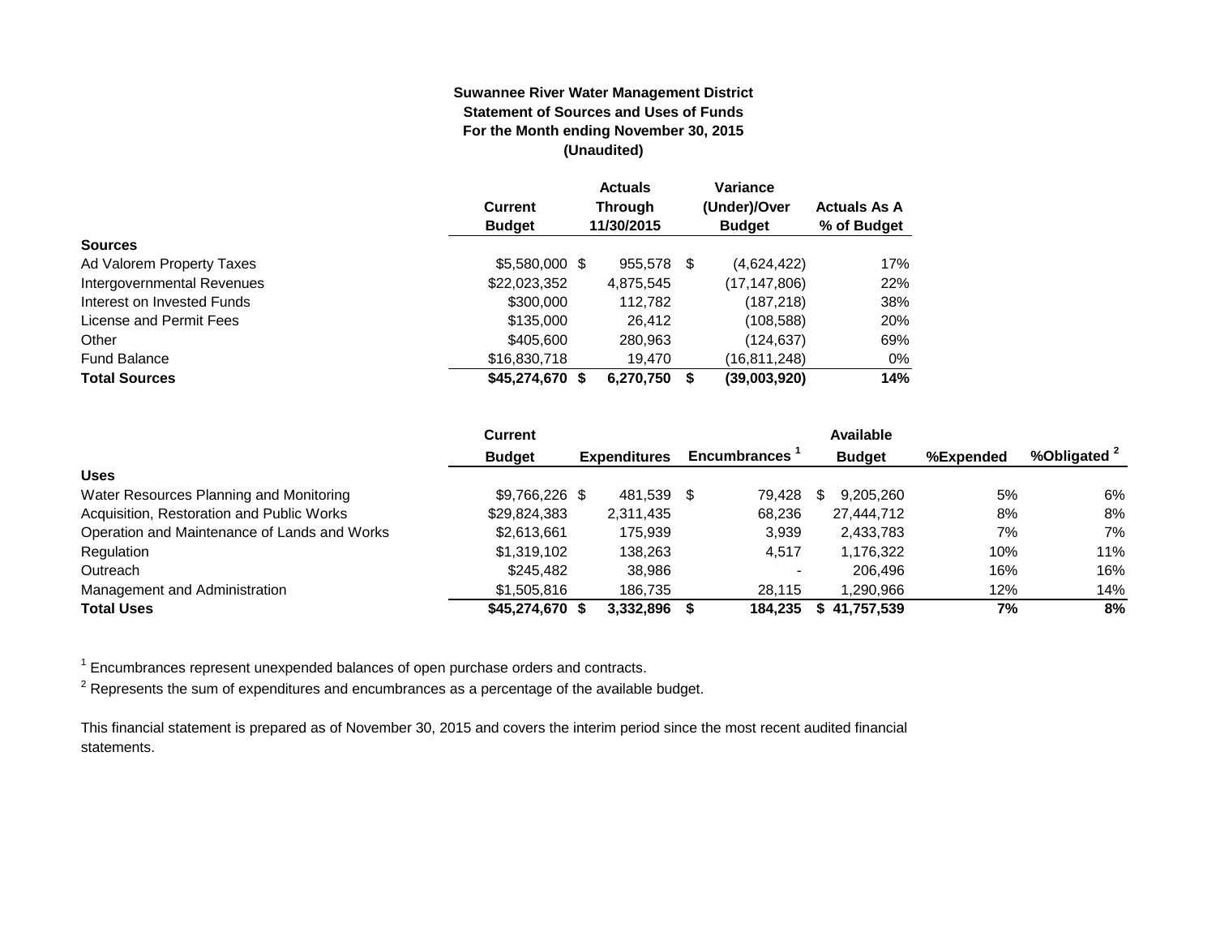**Suwannee River Water Management District**
**Statement of Sources and Uses of Funds**
**For the Month ending November 30, 2015**
**(Unaudited)**

| | Current Budget | Actuals Through 11/30/2015 | Variance (Under)/Over Budget | Actuals As A % of Budget |
|---|---|---|---|---|
| **Sources** | | | | |
| Ad Valorem Property Taxes | $5,580,000 | $ 955,578 | $ (4,624,422) | 17% |
| Intergovernmental Revenues | $22,023,352 | 4,875,545 | (17,147,806) | 22% |
| Interest on Invested Funds | $300,000 | 112,782 | (187,218) | 38% |
| License and Permit Fees | $135,000 | 26,412 | (108,588) | 20% |
| Other | $405,600 | 280,963 | (124,637) | 69% |
| Fund Balance | $16,830,718 | 19,470 | (16,811,248) | 0% |
| **Total Sources** | **$45,274,670** | **$ 6,270,750** | **$ (39,003,920)** | **14%** |

| | Current Budget | Expenditures | Encumbrances [1] | Available Budget | %Expended | %Obligated [2] |
|---|---|---|---|---|---|---|
| **Uses** | | | | | | |
| Water Resources Planning and Monitoring | $9,766,226 | $ 481,539 | $ 79,428 | $ 9,205,260 | 5% | 6% |
| Acquisition, Restoration and Public Works | $29,824,383 | 2,311,435 | 68,236 | 27,444,712 | 8% | 8% |
| Operation and Maintenance of Lands and Works | $2,613,661 | 175,939 | 3,939 | 2,433,783 | 7% | 7% |
| Regulation | $1,319,102 | 138,263 | 4,517 | 1,176,322 | 10% | 11% |
| Outreach | $245,482 | 38,986 | - | 206,496 | 16% | 16% |
| Management and Administration | $1,505,816 | 186,735 | 28,115 | 1,290,966 | 12% | 14% |
| **Total Uses** | **$45,274,670** | **$ 3,332,896** | **$ 184,235** | **$ 41,757,539** | **7%** | **8%** |

[1] Encumbrances represent unexpended balances of open purchase orders and contracts.

[2] Represents the sum of expenditures and encumbrances as a percentage of the available budget.

This financial statement is prepared as of November 30, 2015 and covers the interim period since the most recent audited financial statements.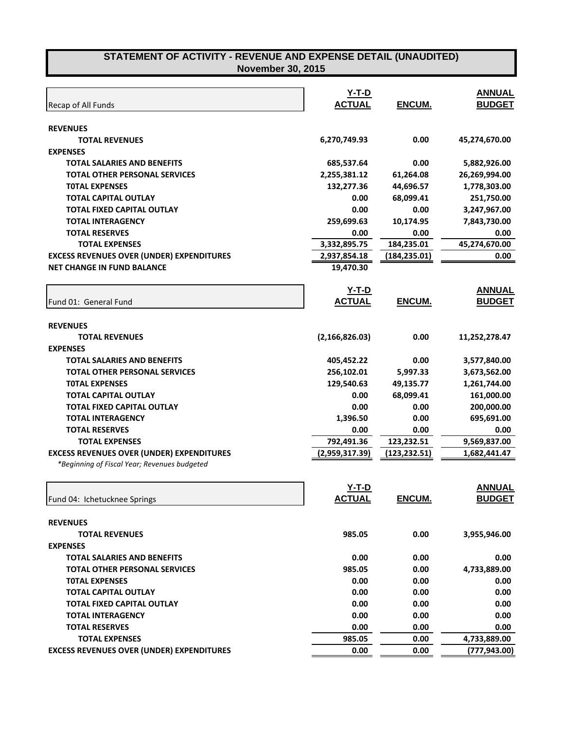# STATEMENT OF ACTIVITY - REVENUE AND EXPENSE DETAIL (UNAUDITED)
## November 30, 2015

| Recap of All Funds | Y-T-D ACTUAL | ENCUM. | ANNUAL BUDGET |
|---|---|---|---|
| **REVENUES** | | | |
| **TOTAL REVENUES** | 6,270,749.93 | 0.00 | 45,274,670.00 |
| **EXPENSES** | | | |
| **TOTAL SALARIES AND BENEFITS** | 685,537.64 | 0.00 | 5,882,926.00 |
| **TOTAL OTHER PERSONAL SERVICES** | 2,255,381.12 | 61,264.08 | 26,269,994.00 |
| **T0TAL EXPENSES** | 132,277.36 | 44,696.57 | 1,778,303.00 |
| **TOTAL CAPITAL OUTLAY** | 0.00 | 68,099.41 | 251,750.00 |
| **TOTAL FIXED CAPITAL OUTLAY** | 0.00 | 0.00 | 3,247,967.00 |
| **TOTAL INTERAGENCY** | 259,699.63 | 10,174.95 | 7,843,730.00 |
| **TOTAL RESERVES** | 0.00 | 0.00 | 0.00 |
| **TOTAL EXPENSES** | 3,332,895.75 | 184,235.01 | 45,274,670.00 |
| **EXCESS REVENUES OVER (UNDER) EXPENDITURES** | 2,937,854.18 | (184,235.01) | 0.00 |
| **NET CHANGE IN FUND BALANCE** | 19,470.30 | | |

| Fund 01: General Fund | Y-T-D ACTUAL | ENCUM. | ANNUAL BUDGET |
|---|---|---|---|
| **REVENUES** | | | |
| **TOTAL REVENUES** | (2,166,826.03) | 0.00 | 11,252,278.47 |
| **EXPENSES** | | | |
| **TOTAL SALARIES AND BENEFITS** | 405,452.22 | 0.00 | 3,577,840.00 |
| **TOTAL OTHER PERSONAL SERVICES** | 256,102.01 | 5,997.33 | 3,673,562.00 |
| **T0TAL EXPENSES** | 129,540.63 | 49,135.77 | 1,261,744.00 |
| **TOTAL CAPITAL OUTLAY** | 0.00 | 68,099.41 | 161,000.00 |
| **TOTAL FIXED CAPITAL OUTLAY** | 0.00 | 0.00 | 200,000.00 |
| **TOTAL INTERAGENCY** | 1,396.50 | 0.00 | 695,691.00 |
| **TOTAL RESERVES** | 0.00 | 0.00 | 0.00 |
| **TOTAL EXPENSES** | 792,491.36 | 123,232.51 | 9,569,837.00 |
| **EXCESS REVENUES OVER (UNDER) EXPENDITURES** | (2,959,317.39) | (123,232.51) | 1,682,441.47 |

*\*Beginning of Fiscal Year; Revenues budgeted*

| Fund 04: Ichetucknee Springs | Y-T-D ACTUAL | ENCUM. | ANNUAL BUDGET |
|---|---|---|---|
| **REVENUES** | | | |
| **TOTAL REVENUES** | 985.05 | 0.00 | 3,955,946.00 |
| **EXPENSES** | | | |
| **TOTAL SALARIES AND BENEFITS** | 0.00 | 0.00 | 0.00 |
| **TOTAL OTHER PERSONAL SERVICES** | 985.05 | 0.00 | 4,733,889.00 |
| **T0TAL EXPENSES** | 0.00 | 0.00 | 0.00 |
| **TOTAL CAPITAL OUTLAY** | 0.00 | 0.00 | 0.00 |
| **TOTAL FIXED CAPITAL OUTLAY** | 0.00 | 0.00 | 0.00 |
| **TOTAL INTERAGENCY** | 0.00 | 0.00 | 0.00 |
| **TOTAL RESERVES** | 0.00 | 0.00 | 0.00 |
| **TOTAL EXPENSES** | 985.05 | 0.00 | 4,733,889.00 |
| **EXCESS REVENUES OVER (UNDER) EXPENDITURES** | 0.00 | 0.00 | (777,943.00) |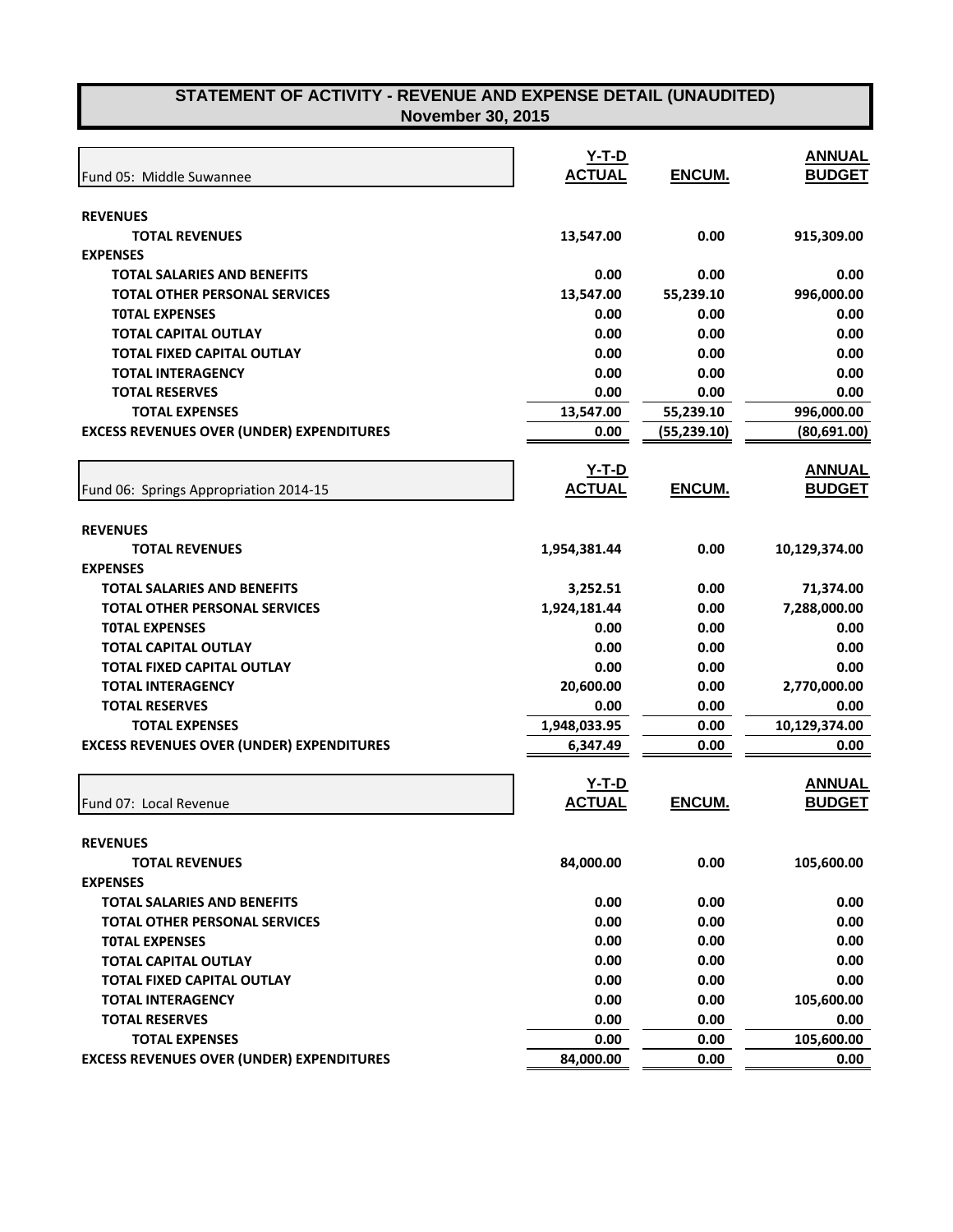## STATEMENT OF ACTIVITY - REVENUE AND EXPENSE DETAIL (UNAUDITED)
## November 30, 2015

| Fund 05: Middle Suwannee | Y-T-D ACTUAL | ENCUM. | ANNUAL BUDGET |
|---|---|---|---|
| **REVENUES** | | | |
| **TOTAL REVENUES** | **13,547.00** | **0.00** | **915,309.00** |
| **EXPENSES** | | | |
| **TOTAL SALARIES AND BENEFITS** | **0.00** | **0.00** | **0.00** |
| **TOTAL OTHER PERSONAL SERVICES** | **13,547.00** | **55,239.10** | **996,000.00** |
| **T0TAL EXPENSES** | **0.00** | **0.00** | **0.00** |
| **TOTAL CAPITAL OUTLAY** | **0.00** | **0.00** | **0.00** |
| **TOTAL FIXED CAPITAL OUTLAY** | **0.00** | **0.00** | **0.00** |
| **TOTAL INTERAGENCY** | **0.00** | **0.00** | **0.00** |
| **TOTAL RESERVES** | **0.00** | **0.00** | **0.00** |
| **TOTAL EXPENSES** | **13,547.00** | **55,239.10** | **996,000.00** |
| **EXCESS REVENUES OVER (UNDER) EXPENDITURES** | **0.00** | **(55,239.10)** | **(80,691.00)** |

| Fund 06: Springs Appropriation 2014-15 | Y-T-D ACTUAL | ENCUM. | ANNUAL BUDGET |
|---|---|---|---|
| **REVENUES** | | | |
| **TOTAL REVENUES** | **1,954,381.44** | **0.00** | **10,129,374.00** |
| **EXPENSES** | | | |
| **TOTAL SALARIES AND BENEFITS** | **3,252.51** | **0.00** | **71,374.00** |
| **TOTAL OTHER PERSONAL SERVICES** | **1,924,181.44** | **0.00** | **7,288,000.00** |
| **T0TAL EXPENSES** | **0.00** | **0.00** | **0.00** |
| **TOTAL CAPITAL OUTLAY** | **0.00** | **0.00** | **0.00** |
| **TOTAL FIXED CAPITAL OUTLAY** | **0.00** | **0.00** | **0.00** |
| **TOTAL INTERAGENCY** | **20,600.00** | **0.00** | **2,770,000.00** |
| **TOTAL RESERVES** | **0.00** | **0.00** | **0.00** |
| **TOTAL EXPENSES** | **1,948,033.95** | **0.00** | **10,129,374.00** |
| **EXCESS REVENUES OVER (UNDER) EXPENDITURES** | **6,347.49** | **0.00** | **0.00** |

| Fund 07: Local Revenue | Y-T-D ACTUAL | ENCUM. | ANNUAL BUDGET |
|---|---|---|---|
| **REVENUES** | | | |
| **TOTAL REVENUES** | **84,000.00** | **0.00** | **105,600.00** |
| **EXPENSES** | | | |
| **TOTAL SALARIES AND BENEFITS** | **0.00** | **0.00** | **0.00** |
| **TOTAL OTHER PERSONAL SERVICES** | **0.00** | **0.00** | **0.00** |
| **T0TAL EXPENSES** | **0.00** | **0.00** | **0.00** |
| **TOTAL CAPITAL OUTLAY** | **0.00** | **0.00** | **0.00** |
| **TOTAL FIXED CAPITAL OUTLAY** | **0.00** | **0.00** | **0.00** |
| **TOTAL INTERAGENCY** | **0.00** | **0.00** | **105,600.00** |
| **TOTAL RESERVES** | **0.00** | **0.00** | **0.00** |
| **TOTAL EXPENSES** | **0.00** | **0.00** | **105,600.00** |
| **EXCESS REVENUES OVER (UNDER) EXPENDITURES** | **84,000.00** | **0.00** | **0.00** |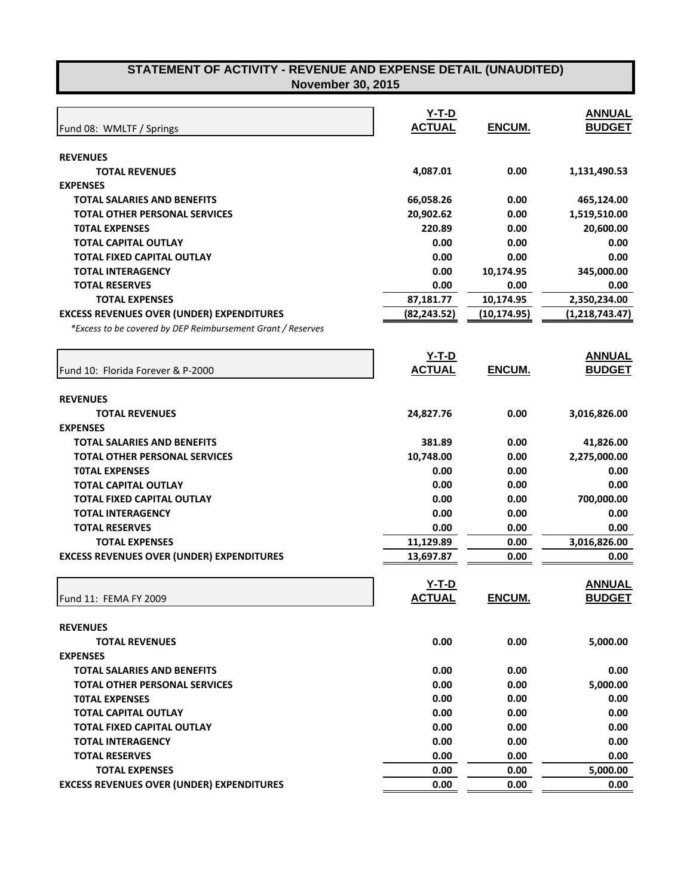# STATEMENT OF ACTIVITY - REVENUE AND EXPENSE DETAIL (UNAUDITED)
## November 30, 2015

| Fund 08: WMLTF / Springs | Y-T-D ACTUAL | ENCUM. | ANNUAL BUDGET |
|---|---|---|---|
| **REVENUES** | | | |
| **TOTAL REVENUES** | 4,087.01 | 0.00 | 1,131,490.53 |
| **EXPENSES** | | | |
| **TOTAL SALARIES AND BENEFITS** | 66,058.26 | 0.00 | 465,124.00 |
| **TOTAL OTHER PERSONAL SERVICES** | 20,902.62 | 0.00 | 1,519,510.00 |
| **TOTAL EXPENSES** | 220.89 | 0.00 | 20,600.00 |
| **TOTAL CAPITAL OUTLAY** | 0.00 | 0.00 | 0.00 |
| **TOTAL FIXED CAPITAL OUTLAY** | 0.00 | 0.00 | 0.00 |
| **TOTAL INTERAGENCY** | 0.00 | 10,174.95 | 345,000.00 |
| **TOTAL RESERVES** | 0.00 | 0.00 | 0.00 |
| **TOTAL EXPENSES** | 87,181.77 | 10,174.95 | 2,350,234.00 |
| **EXCESS REVENUES OVER (UNDER) EXPENDITURES** | (82,243.52) | (10,174.95) | (1,218,743.47) |

*\*Excess to be covered by DEP Reimbursement Grant / Reserves*

| Fund 10: Florida Forever & P-2000 | Y-T-D ACTUAL | ENCUM. | ANNUAL BUDGET |
|---|---|---|---|
| **REVENUES** | | | |
| **TOTAL REVENUES** | 24,827.76 | 0.00 | 3,016,826.00 |
| **EXPENSES** | | | |
| **TOTAL SALARIES AND BENEFITS** | 381.89 | 0.00 | 41,826.00 |
| **TOTAL OTHER PERSONAL SERVICES** | 10,748.00 | 0.00 | 2,275,000.00 |
| **TOTAL EXPENSES** | 0.00 | 0.00 | 0.00 |
| **TOTAL CAPITAL OUTLAY** | 0.00 | 0.00 | 0.00 |
| **TOTAL FIXED CAPITAL OUTLAY** | 0.00 | 0.00 | 700,000.00 |
| **TOTAL INTERAGENCY** | 0.00 | 0.00 | 0.00 |
| **TOTAL RESERVES** | 0.00 | 0.00 | 0.00 |
| **TOTAL EXPENSES** | 11,129.89 | 0.00 | 3,016,826.00 |
| **EXCESS REVENUES OVER (UNDER) EXPENDITURES** | 13,697.87 | 0.00 | 0.00 |

| Fund 11: FEMA FY 2009 | Y-T-D ACTUAL | ENCUM. | ANNUAL BUDGET |
|---|---|---|---|
| **REVENUES** | | | |
| **TOTAL REVENUES** | 0.00 | 0.00 | 5,000.00 |
| **EXPENSES** | | | |
| **TOTAL SALARIES AND BENEFITS** | 0.00 | 0.00 | 0.00 |
| **TOTAL OTHER PERSONAL SERVICES** | 0.00 | 0.00 | 5,000.00 |
| **TOTAL EXPENSES** | 0.00 | 0.00 | 0.00 |
| **TOTAL CAPITAL OUTLAY** | 0.00 | 0.00 | 0.00 |
| **TOTAL FIXED CAPITAL OUTLAY** | 0.00 | 0.00 | 0.00 |
| **TOTAL INTERAGENCY** | 0.00 | 0.00 | 0.00 |
| **TOTAL RESERVES** | 0.00 | 0.00 | 0.00 |
| **TOTAL EXPENSES** | 0.00 | 0.00 | 5,000.00 |
| **EXCESS REVENUES OVER (UNDER) EXPENDITURES** | 0.00 | 0.00 | 0.00 |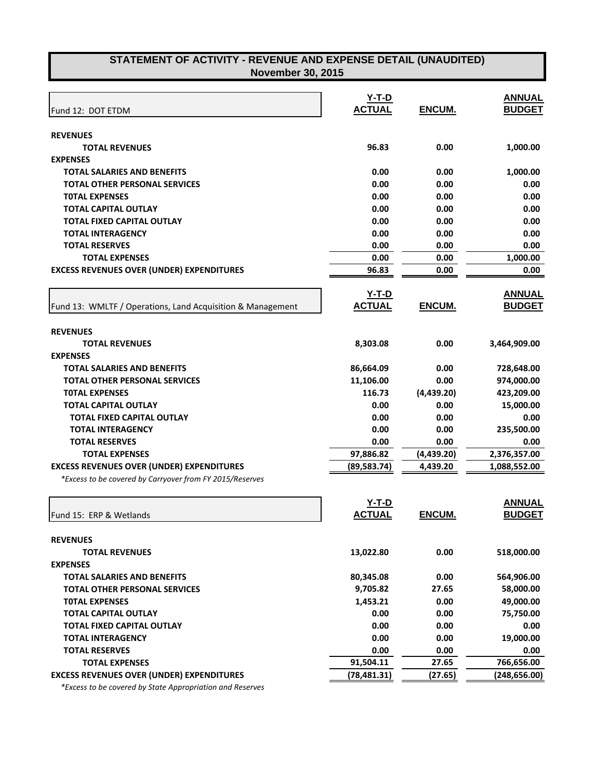## STATEMENT OF ACTIVITY - REVENUE AND EXPENSE DETAIL (UNAUDITED)
### November 30, 2015

| Fund 12: DOT ETDM | Y-T-D ACTUAL | ENCUM. | ANNUAL BUDGET |
|---|---|---|---|
| **REVENUES** | | | |
| **TOTAL REVENUES** | 96.83 | 0.00 | 1,000.00 |
| **EXPENSES** | | | |
| **TOTAL SALARIES AND BENEFITS** | 0.00 | 0.00 | 1,000.00 |
| **TOTAL OTHER PERSONAL SERVICES** | 0.00 | 0.00 | 0.00 |
| **T0TAL EXPENSES** | 0.00 | 0.00 | 0.00 |
| **TOTAL CAPITAL OUTLAY** | 0.00 | 0.00 | 0.00 |
| **TOTAL FIXED CAPITAL OUTLAY** | 0.00 | 0.00 | 0.00 |
| **TOTAL INTERAGENCY** | 0.00 | 0.00 | 0.00 |
| **TOTAL RESERVES** | 0.00 | 0.00 | 0.00 |
| **TOTAL EXPENSES** | 0.00 | 0.00 | 1,000.00 |
| **EXCESS REVENUES OVER (UNDER) EXPENDITURES** | 96.83 | 0.00 | 0.00 |

| Fund 13: WMLTF / Operations, Land Acquisition & Management | Y-T-D ACTUAL | ENCUM. | ANNUAL BUDGET |
|---|---|---|---|
| **REVENUES** | | | |
| **TOTAL REVENUES** | 8,303.08 | 0.00 | 3,464,909.00 |
| **EXPENSES** | | | |
| **TOTAL SALARIES AND BENEFITS** | 86,664.09 | 0.00 | 728,648.00 |
| **TOTAL OTHER PERSONAL SERVICES** | 11,106.00 | 0.00 | 974,000.00 |
| **T0TAL EXPENSES** | 116.73 | (4,439.20) | 423,209.00 |
| **TOTAL CAPITAL OUTLAY** | 0.00 | 0.00 | 15,000.00 |
| **TOTAL FIXED CAPITAL OUTLAY** | 0.00 | 0.00 | 0.00 |
| **TOTAL INTERAGENCY** | 0.00 | 0.00 | 235,500.00 |
| **TOTAL RESERVES** | 0.00 | 0.00 | 0.00 |
| **TOTAL EXPENSES** | 97,886.82 | (4,439.20) | 2,376,357.00 |
| **EXCESS REVENUES OVER (UNDER) EXPENDITURES** | (89,583.74) | 4,439.20 | 1,088,552.00 |

*\*Excess to be covered by Carryover from FY 2015/Reserves*

| Fund 15: ERP & Wetlands | Y-T-D ACTUAL | ENCUM. | ANNUAL BUDGET |
|---|---|---|---|
| **REVENUES** | | | |
| **TOTAL REVENUES** | 13,022.80 | 0.00 | 518,000.00 |
| **EXPENSES** | | | |
| **TOTAL SALARIES AND BENEFITS** | 80,345.08 | 0.00 | 564,906.00 |
| **TOTAL OTHER PERSONAL SERVICES** | 9,705.82 | 27.65 | 58,000.00 |
| **T0TAL EXPENSES** | 1,453.21 | 0.00 | 49,000.00 |
| **TOTAL CAPITAL OUTLAY** | 0.00 | 0.00 | 75,750.00 |
| **TOTAL FIXED CAPITAL OUTLAY** | 0.00 | 0.00 | 0.00 |
| **TOTAL INTERAGENCY** | 0.00 | 0.00 | 19,000.00 |
| **TOTAL RESERVES** | 0.00 | 0.00 | 0.00 |
| **TOTAL EXPENSES** | 91,504.11 | 27.65 | 766,656.00 |
| **EXCESS REVENUES OVER (UNDER) EXPENDITURES** | (78,481.31) | (27.65) | (248,656.00) |

*\*Excess to be covered by State Appropriation and Reserves*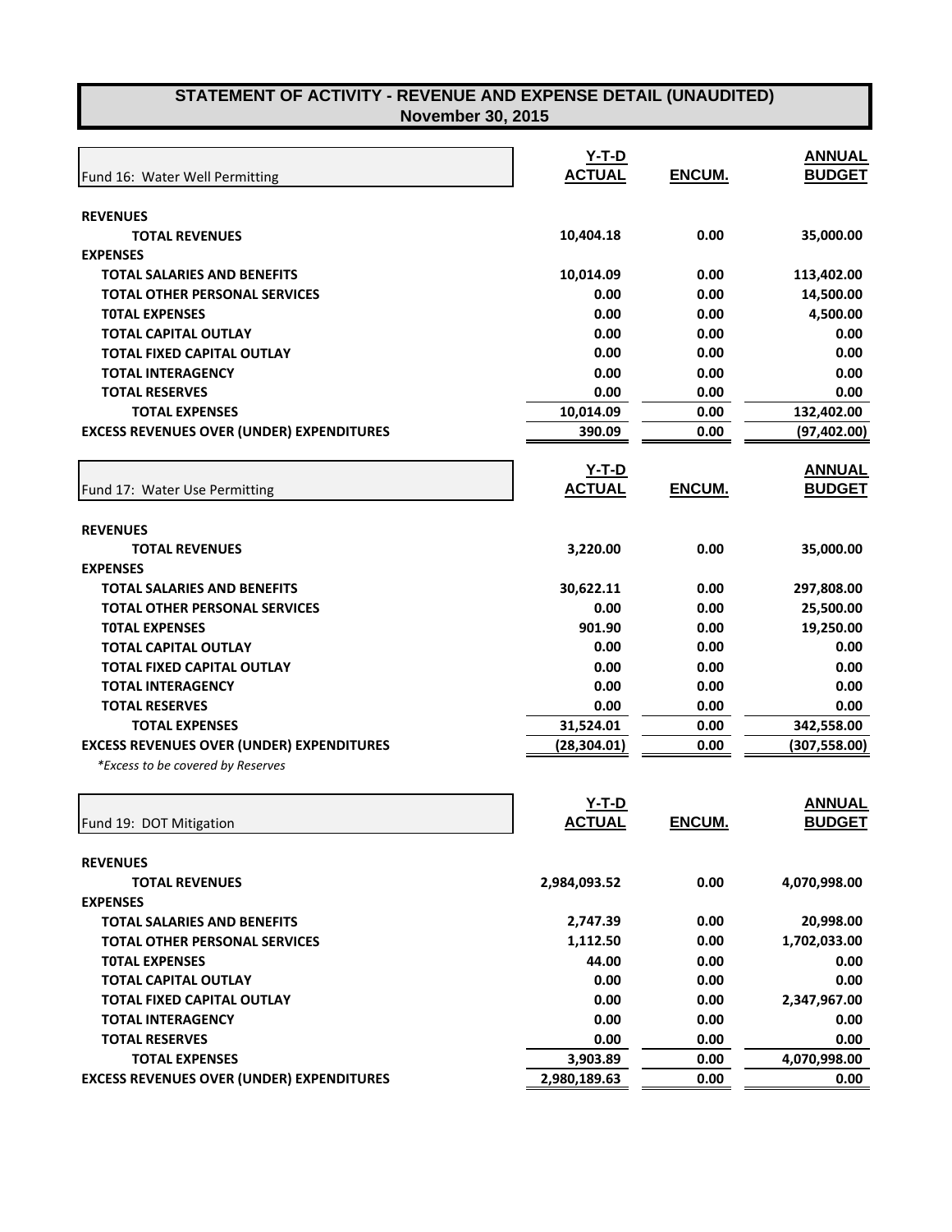# STATEMENT OF ACTIVITY - REVENUE AND EXPENSE DETAIL (UNAUDITED)
## November 30, 2015

| Fund 16: Water Well Permitting | Y-T-D ACTUAL | ENCUM. | ANNUAL BUDGET |
|---|---|---|---|
| **REVENUES** | | | |
| **TOTAL REVENUES** | 10,404.18 | 0.00 | 35,000.00 |
| **EXPENSES** | | | |
| **TOTAL SALARIES AND BENEFITS** | 10,014.09 | 0.00 | 113,402.00 |
| **TOTAL OTHER PERSONAL SERVICES** | 0.00 | 0.00 | 14,500.00 |
| **T0TAL EXPENSES** | 0.00 | 0.00 | 4,500.00 |
| **TOTAL CAPITAL OUTLAY** | 0.00 | 0.00 | 0.00 |
| **TOTAL FIXED CAPITAL OUTLAY** | 0.00 | 0.00 | 0.00 |
| **TOTAL INTERAGENCY** | 0.00 | 0.00 | 0.00 |
| **TOTAL RESERVES** | 0.00 | 0.00 | 0.00 |
| **TOTAL EXPENSES** | 10,014.09 | 0.00 | 132,402.00 |
| **EXCESS REVENUES OVER (UNDER) EXPENDITURES** | 390.09 | 0.00 | (97,402.00) |

| Fund 17: Water Use Permitting | Y-T-D ACTUAL | ENCUM. | ANNUAL BUDGET |
|---|---|---|---|
| **REVENUES** | | | |
| **TOTAL REVENUES** | 3,220.00 | 0.00 | 35,000.00 |
| **EXPENSES** | | | |
| **TOTAL SALARIES AND BENEFITS** | 30,622.11 | 0.00 | 297,808.00 |
| **TOTAL OTHER PERSONAL SERVICES** | 0.00 | 0.00 | 25,500.00 |
| **T0TAL EXPENSES** | 901.90 | 0.00 | 19,250.00 |
| **TOTAL CAPITAL OUTLAY** | 0.00 | 0.00 | 0.00 |
| **TOTAL FIXED CAPITAL OUTLAY** | 0.00 | 0.00 | 0.00 |
| **TOTAL INTERAGENCY** | 0.00 | 0.00 | 0.00 |
| **TOTAL RESERVES** | 0.00 | 0.00 | 0.00 |
| **TOTAL EXPENSES** | 31,524.01 | 0.00 | 342,558.00 |
| **EXCESS REVENUES OVER (UNDER) EXPENDITURES** | (28,304.01) | 0.00 | (307,558.00) |

*\*Excess to be covered by Reserves*

| Fund 19: DOT Mitigation | Y-T-D ACTUAL | ENCUM. | ANNUAL BUDGET |
|---|---|---|---|
| **REVENUES** | | | |
| **TOTAL REVENUES** | 2,984,093.52 | 0.00 | 4,070,998.00 |
| **EXPENSES** | | | |
| **TOTAL SALARIES AND BENEFITS** | 2,747.39 | 0.00 | 20,998.00 |
| **TOTAL OTHER PERSONAL SERVICES** | 1,112.50 | 0.00 | 1,702,033.00 |
| **T0TAL EXPENSES** | 44.00 | 0.00 | 0.00 |
| **TOTAL CAPITAL OUTLAY** | 0.00 | 0.00 | 0.00 |
| **TOTAL FIXED CAPITAL OUTLAY** | 0.00 | 0.00 | 2,347,967.00 |
| **TOTAL INTERAGENCY** | 0.00 | 0.00 | 0.00 |
| **TOTAL RESERVES** | 0.00 | 0.00 | 0.00 |
| **TOTAL EXPENSES** | 3,903.89 | 0.00 | 4,070,998.00 |
| **EXCESS REVENUES OVER (UNDER) EXPENDITURES** | 2,980,189.63 | 0.00 | 0.00 |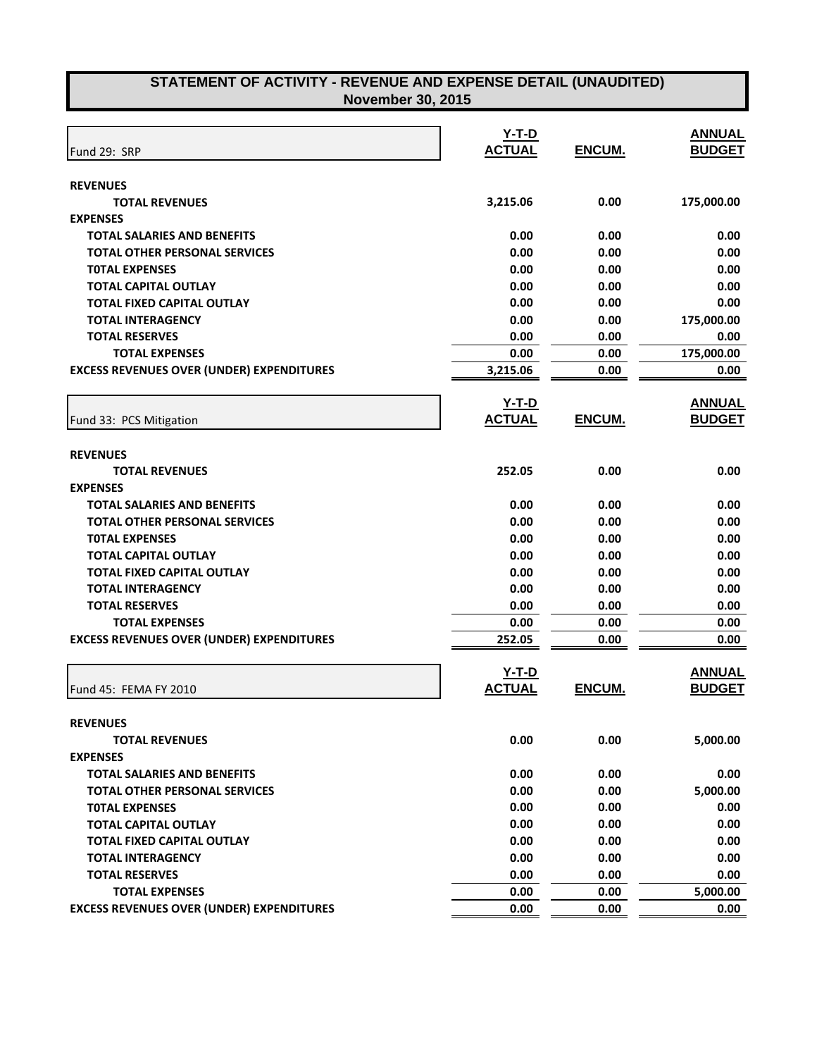# STATEMENT OF ACTIVITY - REVENUE AND EXPENSE DETAIL (UNAUDITED)
## November 30, 2015

| Fund 29: SRP | Y-T-D ACTUAL | ENCUM. | ANNUAL BUDGET |
|---|---|---|---|
| **REVENUES** | | | |
| **TOTAL REVENUES** | 3,215.06 | 0.00 | 175,000.00 |
| **EXPENSES** | | | |
| **TOTAL SALARIES AND BENEFITS** | 0.00 | 0.00 | 0.00 |
| **TOTAL OTHER PERSONAL SERVICES** | 0.00 | 0.00 | 0.00 |
| **TOTAL EXPENSES** | 0.00 | 0.00 | 0.00 |
| **TOTAL CAPITAL OUTLAY** | 0.00 | 0.00 | 0.00 |
| **TOTAL FIXED CAPITAL OUTLAY** | 0.00 | 0.00 | 0.00 |
| **TOTAL INTERAGENCY** | 0.00 | 0.00 | 175,000.00 |
| **TOTAL RESERVES** | 0.00 | 0.00 | 0.00 |
| **TOTAL EXPENSES** | 0.00 | 0.00 | 175,000.00 |
| **EXCESS REVENUES OVER (UNDER) EXPENDITURES** | 3,215.06 | 0.00 | 0.00 |

| Fund 33: PCS Mitigation | Y-T-D ACTUAL | ENCUM. | ANNUAL BUDGET |
|---|---|---|---|
| **REVENUES** | | | |
| **TOTAL REVENUES** | 252.05 | 0.00 | 0.00 |
| **EXPENSES** | | | |
| **TOTAL SALARIES AND BENEFITS** | 0.00 | 0.00 | 0.00 |
| **TOTAL OTHER PERSONAL SERVICES** | 0.00 | 0.00 | 0.00 |
| **TOTAL EXPENSES** | 0.00 | 0.00 | 0.00 |
| **TOTAL CAPITAL OUTLAY** | 0.00 | 0.00 | 0.00 |
| **TOTAL FIXED CAPITAL OUTLAY** | 0.00 | 0.00 | 0.00 |
| **TOTAL INTERAGENCY** | 0.00 | 0.00 | 0.00 |
| **TOTAL RESERVES** | 0.00 | 0.00 | 0.00 |
| **TOTAL EXPENSES** | 0.00 | 0.00 | 0.00 |
| **EXCESS REVENUES OVER (UNDER) EXPENDITURES** | 252.05 | 0.00 | 0.00 |

| Fund 45: FEMA FY 2010 | Y-T-D ACTUAL | ENCUM. | ANNUAL BUDGET |
|---|---|---|---|
| **REVENUES** | | | |
| **TOTAL REVENUES** | 0.00 | 0.00 | 5,000.00 |
| **EXPENSES** | | | |
| **TOTAL SALARIES AND BENEFITS** | 0.00 | 0.00 | 0.00 |
| **TOTAL OTHER PERSONAL SERVICES** | 0.00 | 0.00 | 5,000.00 |
| **TOTAL EXPENSES** | 0.00 | 0.00 | 0.00 |
| **TOTAL CAPITAL OUTLAY** | 0.00 | 0.00 | 0.00 |
| **TOTAL FIXED CAPITAL OUTLAY** | 0.00 | 0.00 | 0.00 |
| **TOTAL INTERAGENCY** | 0.00 | 0.00 | 0.00 |
| **TOTAL RESERVES** | 0.00 | 0.00 | 0.00 |
| **TOTAL EXPENSES** | 0.00 | 0.00 | 5,000.00 |
| **EXCESS REVENUES OVER (UNDER) EXPENDITURES** | 0.00 | 0.00 | 0.00 |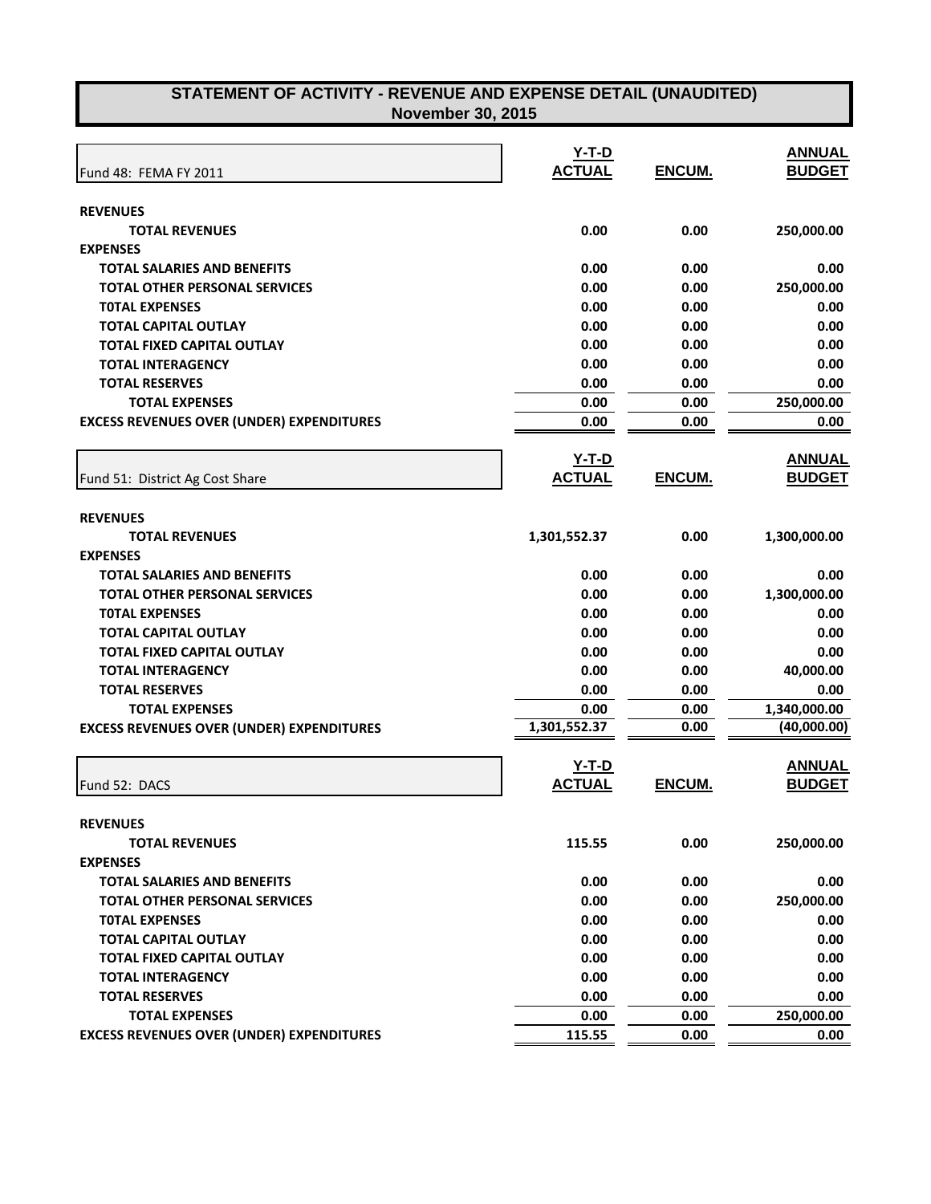# STATEMENT OF ACTIVITY - REVENUE AND EXPENSE DETAIL (UNAUDITED)
## November 30, 2015

| Fund 48: FEMA FY 2011 | Y-T-D ACTUAL | ENCUM. | ANNUAL BUDGET |
|---|---|---|---|
| **REVENUES** | | | |
| **TOTAL REVENUES** | 0.00 | 0.00 | 250,000.00 |
| **EXPENSES** | | | |
| **TOTAL SALARIES AND BENEFITS** | 0.00 | 0.00 | 0.00 |
| **TOTAL OTHER PERSONAL SERVICES** | 0.00 | 0.00 | 250,000.00 |
| **T0TAL EXPENSES** | 0.00 | 0.00 | 0.00 |
| **TOTAL CAPITAL OUTLAY** | 0.00 | 0.00 | 0.00 |
| **TOTAL FIXED CAPITAL OUTLAY** | 0.00 | 0.00 | 0.00 |
| **TOTAL INTERAGENCY** | 0.00 | 0.00 | 0.00 |
| **TOTAL RESERVES** | 0.00 | 0.00 | 0.00 |
| **TOTAL EXPENSES** | 0.00 | 0.00 | 250,000.00 |
| **EXCESS REVENUES OVER (UNDER) EXPENDITURES** | 0.00 | 0.00 | 0.00 |

| Fund 51: District Ag Cost Share | Y-T-D ACTUAL | ENCUM. | ANNUAL BUDGET |
|---|---|---|---|
| **REVENUES** | | | |
| **TOTAL REVENUES** | 1,301,552.37 | 0.00 | 1,300,000.00 |
| **EXPENSES** | | | |
| **TOTAL SALARIES AND BENEFITS** | 0.00 | 0.00 | 0.00 |
| **TOTAL OTHER PERSONAL SERVICES** | 0.00 | 0.00 | 1,300,000.00 |
| **T0TAL EXPENSES** | 0.00 | 0.00 | 0.00 |
| **TOTAL CAPITAL OUTLAY** | 0.00 | 0.00 | 0.00 |
| **TOTAL FIXED CAPITAL OUTLAY** | 0.00 | 0.00 | 0.00 |
| **TOTAL INTERAGENCY** | 0.00 | 0.00 | 40,000.00 |
| **TOTAL RESERVES** | 0.00 | 0.00 | 0.00 |
| **TOTAL EXPENSES** | 0.00 | 0.00 | 1,340,000.00 |
| **EXCESS REVENUES OVER (UNDER) EXPENDITURES** | 1,301,552.37 | 0.00 | (40,000.00) |

| Fund 52: DACS | Y-T-D ACTUAL | ENCUM. | ANNUAL BUDGET |
|---|---|---|---|
| **REVENUES** | | | |
| **TOTAL REVENUES** | 115.55 | 0.00 | 250,000.00 |
| **EXPENSES** | | | |
| **TOTAL SALARIES AND BENEFITS** | 0.00 | 0.00 | 0.00 |
| **TOTAL OTHER PERSONAL SERVICES** | 0.00 | 0.00 | 250,000.00 |
| **T0TAL EXPENSES** | 0.00 | 0.00 | 0.00 |
| **TOTAL CAPITAL OUTLAY** | 0.00 | 0.00 | 0.00 |
| **TOTAL FIXED CAPITAL OUTLAY** | 0.00 | 0.00 | 0.00 |
| **TOTAL INTERAGENCY** | 0.00 | 0.00 | 0.00 |
| **TOTAL RESERVES** | 0.00 | 0.00 | 0.00 |
| **TOTAL EXPENSES** | 0.00 | 0.00 | 250,000.00 |
| **EXCESS REVENUES OVER (UNDER) EXPENDITURES** | 115.55 | 0.00 | 0.00 |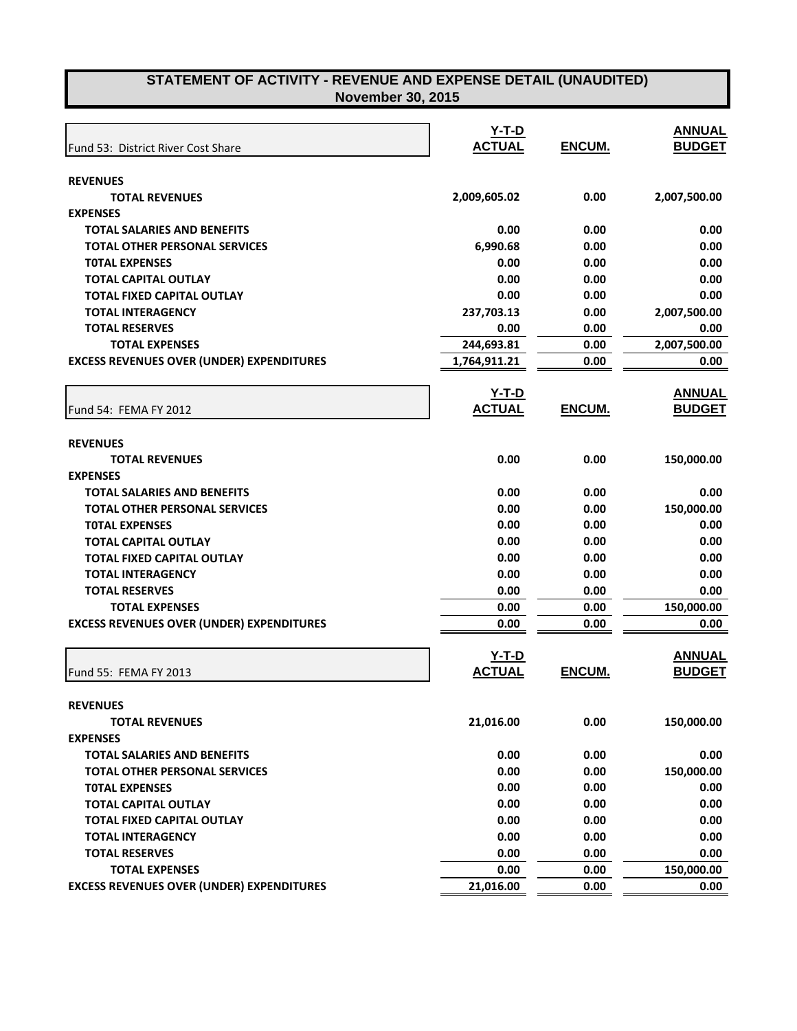## STATEMENT OF ACTIVITY - REVENUE AND EXPENSE DETAIL (UNAUDITED)
### November 30, 2015

| Fund 53: District River Cost Share | Y-T-D ACTUAL | ENCUM. | ANNUAL BUDGET |
|---|---|---|---|
| **REVENUES** | | | |
| **TOTAL REVENUES** | 2,009,605.02 | 0.00 | 2,007,500.00 |
| **EXPENSES** | | | |
| **TOTAL SALARIES AND BENEFITS** | 0.00 | 0.00 | 0.00 |
| **TOTAL OTHER PERSONAL SERVICES** | 6,990.68 | 0.00 | 0.00 |
| **TOTAL EXPENSES** | 0.00 | 0.00 | 0.00 |
| **TOTAL CAPITAL OUTLAY** | 0.00 | 0.00 | 0.00 |
| **TOTAL FIXED CAPITAL OUTLAY** | 0.00 | 0.00 | 0.00 |
| **TOTAL INTERAGENCY** | 237,703.13 | 0.00 | 2,007,500.00 |
| **TOTAL RESERVES** | 0.00 | 0.00 | 0.00 |
| **TOTAL EXPENSES** | 244,693.81 | 0.00 | 2,007,500.00 |
| **EXCESS REVENUES OVER (UNDER) EXPENDITURES** | 1,764,911.21 | 0.00 | 0.00 |

| Fund 54: FEMA FY 2012 | Y-T-D ACTUAL | ENCUM. | ANNUAL BUDGET |
|---|---|---|---|
| **REVENUES** | | | |
| **TOTAL REVENUES** | 0.00 | 0.00 | 150,000.00 |
| **EXPENSES** | | | |
| **TOTAL SALARIES AND BENEFITS** | 0.00 | 0.00 | 0.00 |
| **TOTAL OTHER PERSONAL SERVICES** | 0.00 | 0.00 | 150,000.00 |
| **TOTAL EXPENSES** | 0.00 | 0.00 | 0.00 |
| **TOTAL CAPITAL OUTLAY** | 0.00 | 0.00 | 0.00 |
| **TOTAL FIXED CAPITAL OUTLAY** | 0.00 | 0.00 | 0.00 |
| **TOTAL INTERAGENCY** | 0.00 | 0.00 | 0.00 |
| **TOTAL RESERVES** | 0.00 | 0.00 | 0.00 |
| **TOTAL EXPENSES** | 0.00 | 0.00 | 150,000.00 |
| **EXCESS REVENUES OVER (UNDER) EXPENDITURES** | 0.00 | 0.00 | 0.00 |

| Fund 55: FEMA FY 2013 | Y-T-D ACTUAL | ENCUM. | ANNUAL BUDGET |
|---|---|---|---|
| **REVENUES** | | | |
| **TOTAL REVENUES** | 21,016.00 | 0.00 | 150,000.00 |
| **EXPENSES** | | | |
| **TOTAL SALARIES AND BENEFITS** | 0.00 | 0.00 | 0.00 |
| **TOTAL OTHER PERSONAL SERVICES** | 0.00 | 0.00 | 150,000.00 |
| **TOTAL EXPENSES** | 0.00 | 0.00 | 0.00 |
| **TOTAL CAPITAL OUTLAY** | 0.00 | 0.00 | 0.00 |
| **TOTAL FIXED CAPITAL OUTLAY** | 0.00 | 0.00 | 0.00 |
| **TOTAL INTERAGENCY** | 0.00 | 0.00 | 0.00 |
| **TOTAL RESERVES** | 0.00 | 0.00 | 0.00 |
| **TOTAL EXPENSES** | 0.00 | 0.00 | 150,000.00 |
| **EXCESS REVENUES OVER (UNDER) EXPENDITURES** | 21,016.00 | 0.00 | 0.00 |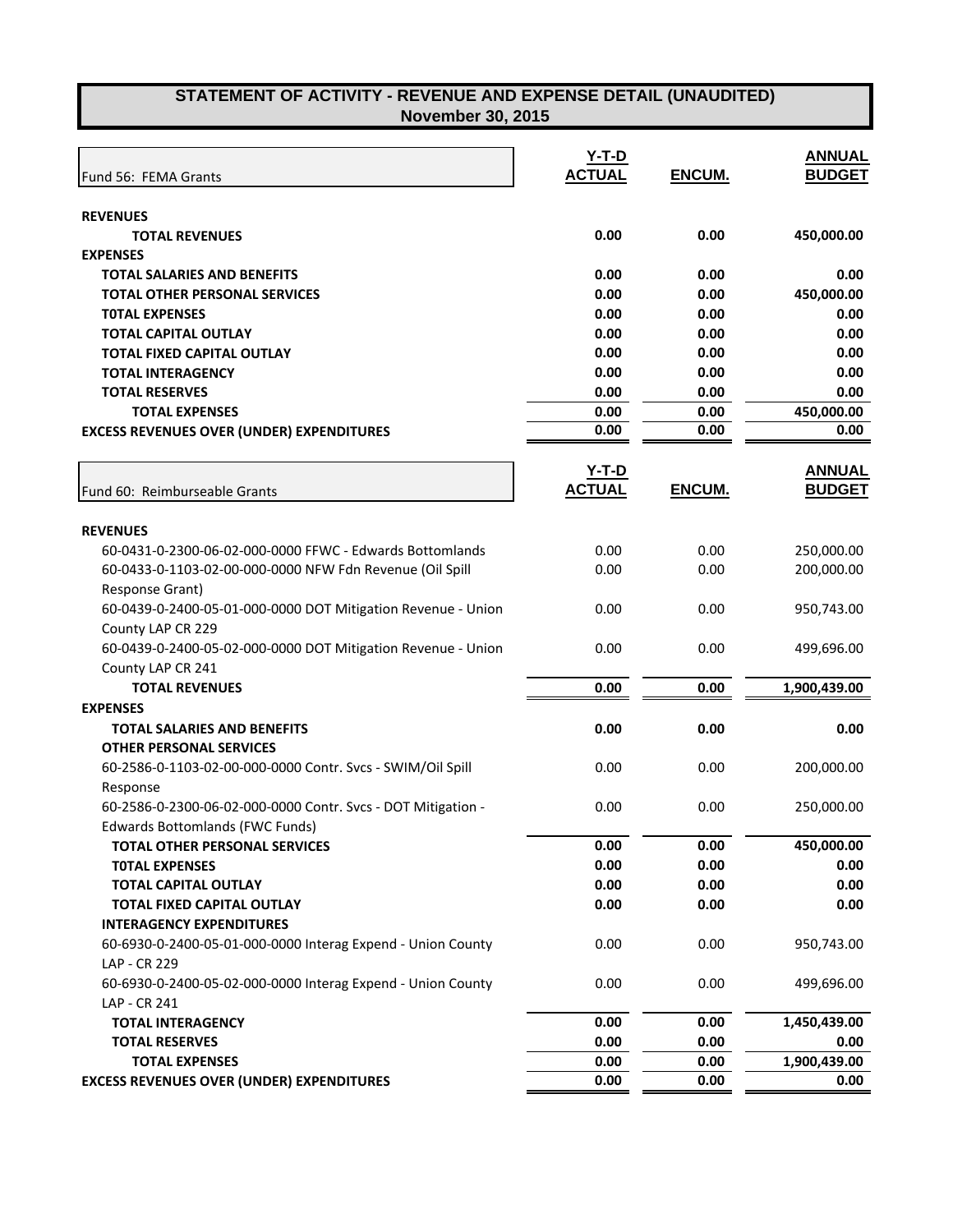# STATEMENT OF ACTIVITY - REVENUE AND EXPENSE DETAIL (UNAUDITED)
## November 30, 2015

| Fund 56: FEMA Grants | Y-T-D ACTUAL | ENCUM. | ANNUAL BUDGET |
|---|---|---|---|
| **REVENUES** | | | |
| **TOTAL REVENUES** | **0.00** | **0.00** | **450,000.00** |
| **EXPENSES** | | | |
| **TOTAL SALARIES AND BENEFITS** | **0.00** | **0.00** | **0.00** |
| **TOTAL OTHER PERSONAL SERVICES** | **0.00** | **0.00** | **450,000.00** |
| **T0TAL EXPENSES** | **0.00** | **0.00** | **0.00** |
| **TOTAL CAPITAL OUTLAY** | **0.00** | **0.00** | **0.00** |
| **TOTAL FIXED CAPITAL OUTLAY** | **0.00** | **0.00** | **0.00** |
| **TOTAL INTERAGENCY** | **0.00** | **0.00** | **0.00** |
| **TOTAL RESERVES** | **0.00** | **0.00** | **0.00** |
| **TOTAL EXPENSES** | **0.00** | **0.00** | **450,000.00** |
| **EXCESS REVENUES OVER (UNDER) EXPENDITURES** | **0.00** | **0.00** | **0.00** |

| Fund 60: Reimburseable Grants | Y-T-D ACTUAL | ENCUM. | ANNUAL BUDGET |
|---|---|---|---|
| **REVENUES** | | | |
| 60-0431-0-2300-06-02-000-0000 FFWC - Edwards Bottomlands | 0.00 | 0.00 | 250,000.00 |
| 60-0433-0-1103-02-00-000-0000 NFW Fdn Revenue (Oil Spill Response Grant) | 0.00 | 0.00 | 200,000.00 |
| 60-0439-0-2400-05-01-000-0000 DOT Mitigation Revenue - Union County LAP CR 229 | 0.00 | 0.00 | 950,743.00 |
| 60-0439-0-2400-05-02-000-0000 DOT Mitigation Revenue - Union County LAP CR 241 | 0.00 | 0.00 | 499,696.00 |
| **TOTAL REVENUES** | **0.00** | **0.00** | **1,900,439.00** |
| **EXPENSES** | | | |
| **TOTAL SALARIES AND BENEFITS** | **0.00** | **0.00** | **0.00** |
| **OTHER PERSONAL SERVICES** | | | |
| 60-2586-0-1103-02-00-000-0000 Contr. Svcs - SWIM/Oil Spill Response | 0.00 | 0.00 | 200,000.00 |
| 60-2586-0-2300-06-02-000-0000 Contr. Svcs - DOT Mitigation - Edwards Bottomlands (FWC Funds) | 0.00 | 0.00 | 250,000.00 |
| **TOTAL OTHER PERSONAL SERVICES** | **0.00** | **0.00** | **450,000.00** |
| **T0TAL EXPENSES** | **0.00** | **0.00** | **0.00** |
| **TOTAL CAPITAL OUTLAY** | **0.00** | **0.00** | **0.00** |
| **TOTAL FIXED CAPITAL OUTLAY** | **0.00** | **0.00** | **0.00** |
| **INTERAGENCY EXPENDITURES** | | | |
| 60-6930-0-2400-05-01-000-0000 Interag Expend - Union County LAP - CR 229 | 0.00 | 0.00 | 950,743.00 |
| 60-6930-0-2400-05-02-000-0000 Interag Expend - Union County LAP - CR 241 | 0.00 | 0.00 | 499,696.00 |
| **TOTAL INTERAGENCY** | **0.00** | **0.00** | **1,450,439.00** |
| **TOTAL RESERVES** | **0.00** | **0.00** | **0.00** |
| **TOTAL EXPENSES** | **0.00** | **0.00** | **1,900,439.00** |
| **EXCESS REVENUES OVER (UNDER) EXPENDITURES** | **0.00** | **0.00** | **0.00** |